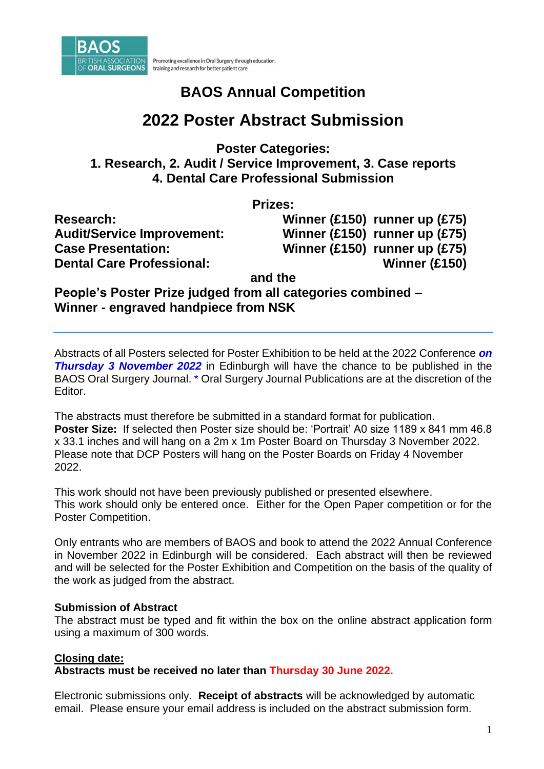BAOS
BRITISH ASSOCIATION OF ORAL SURGEONS

Promoting excellence in Oral Surgery through education, training and research for better patient care

# BAOS Annual Competition

# 2022 Poster Abstract Submission

**Poster Categories:**
**1. Research, 2. Audit / Service Improvement, 3. Case reports**
**4. Dental Care Professional Submission**

**Prizes:**

| | | |
|---|---|---|
| **Research:** | **Winner (£150)** | **runner up (£75)** |
| **Audit/Service Improvement:** | **Winner (£150)** | **runner up (£75)** |
| **Case Presentation:** | **Winner (£150)** | **runner up (£75)** |
| **Dental Care Professional:** | | **Winner (£150)** |

**and the**

**People's Poster Prize judged from all categories combined – Winner - engraved handpiece from NSK**

---

Abstracts of all Posters selected for Poster Exhibition to be held at the 2022 Conference ***on Thursday 3 November 2022*** in Edinburgh will have the chance to be published in the BAOS Oral Surgery Journal. * Oral Surgery Journal Publications are at the discretion of the Editor.

The abstracts must therefore be submitted in a standard format for publication.
**Poster Size:** If selected then Poster size should be: 'Portrait' A0 size 1189 x 841 mm 46.8 x 33.1 inches and will hang on a 2m x 1m Poster Board on Thursday 3 November 2022. Please note that DCP Posters will hang on the Poster Boards on Friday 4 November 2022.

This work should not have been previously published or presented elsewhere.
This work should only be entered once. Either for the Open Paper competition or for the Poster Competition.

Only entrants who are members of BAOS and book to attend the 2022 Annual Conference in November 2022 in Edinburgh will be considered. Each abstract will then be reviewed and will be selected for the Poster Exhibition and Competition on the basis of the quality of the work as judged from the abstract.

**Submission of Abstract**
The abstract must be typed and fit within the box on the online abstract application form using a maximum of 300 words.

**Closing date:**
**Abstracts must be received no later than Thursday 30 June 2022.**

Electronic submissions only. **Receipt of abstracts** will be acknowledged by automatic email. Please ensure your email address is included on the abstract submission form.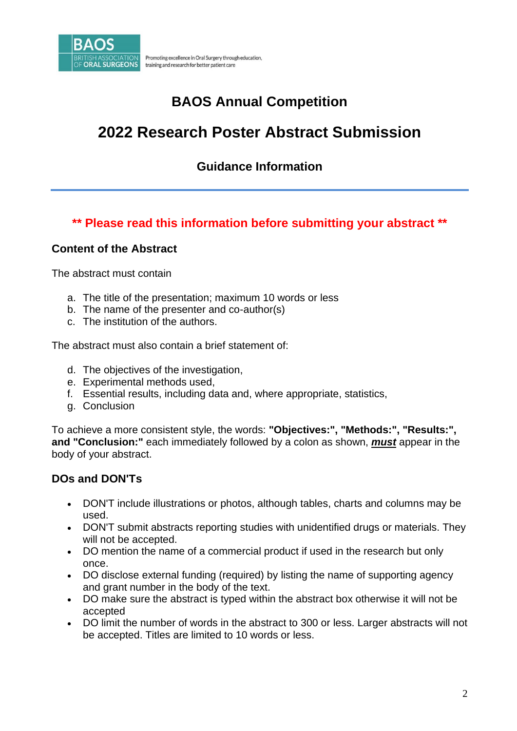# BAOS Annual Competition

# 2022 Research Poster Abstract Submission

## Guidance Information

**\*\* Please read this information before submitting your abstract \*\***

### Content of the Abstract

The abstract must contain

a. The title of the presentation; maximum 10 words or less
b. The name of the presenter and co-author(s)
c. The institution of the authors.

The abstract must also contain a brief statement of:

d. The objectives of the investigation,
e. Experimental methods used,
f. Essential results, including data and, where appropriate, statistics,
g. Conclusion

To achieve a more consistent style, the words: **"Objectives:", "Methods:", "Results:", and "Conclusion:"** each immediately followed by a colon as shown, ***must*** appear in the body of your abstract.

### DOs and DON'Ts

- DON'T include illustrations or photos, although tables, charts and columns may be used.
- DON'T submit abstracts reporting studies with unidentified drugs or materials. They will not be accepted.
- DO mention the name of a commercial product if used in the research but only once.
- DO disclose external funding (required) by listing the name of supporting agency and grant number in the body of the text.
- DO make sure the abstract is typed within the abstract box otherwise it will not be accepted
- DO limit the number of words in the abstract to 300 or less. Larger abstracts will not be accepted. Titles are limited to 10 words or less.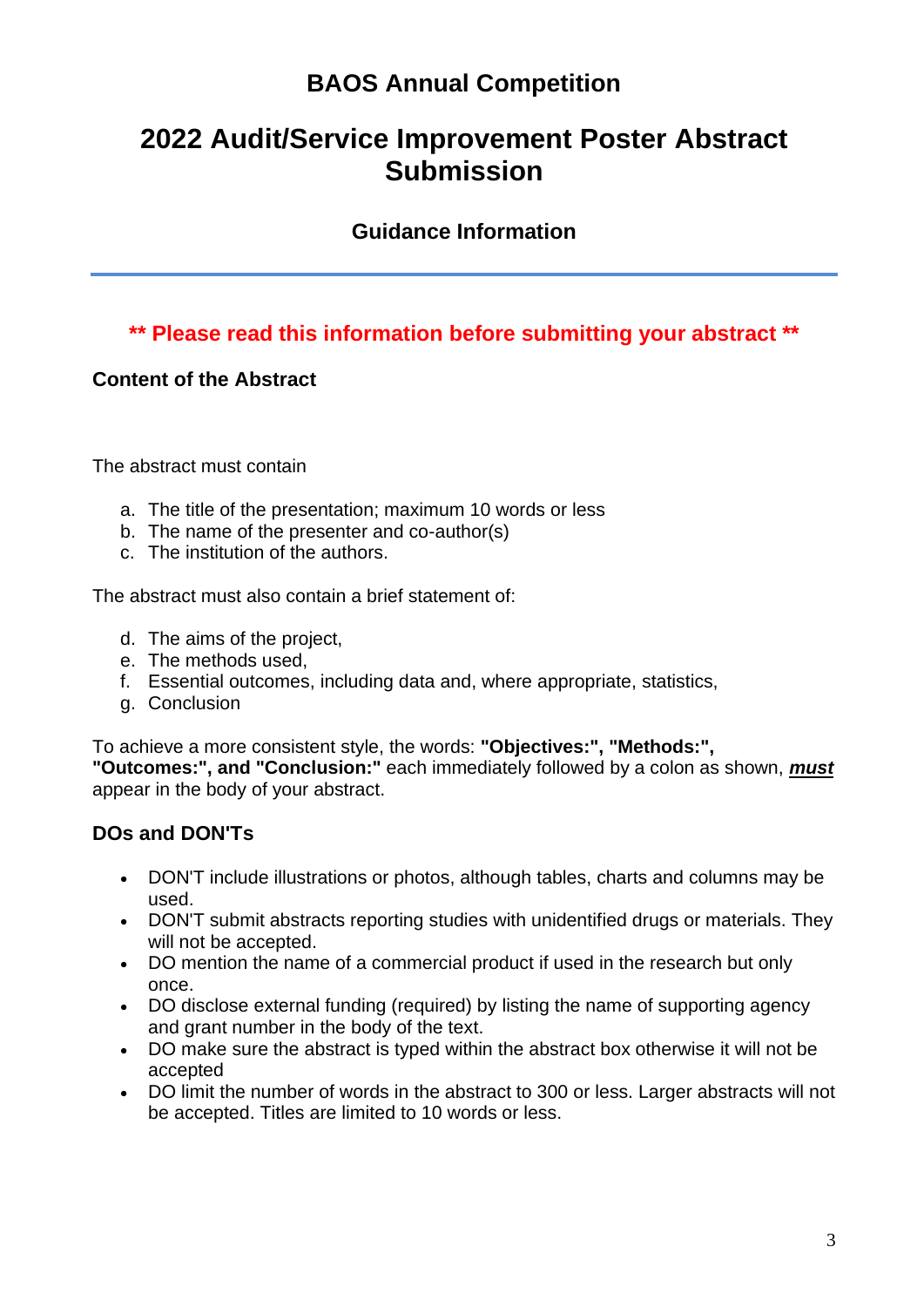# BAOS Annual Competition

# 2022 Audit/Service Improvement Poster Abstract Submission

## Guidance Information

---

**\*\* Please read this information before submitting your abstract \*\***

### Content of the Abstract

The abstract must contain

a. The title of the presentation; maximum 10 words or less
b. The name of the presenter and co-author(s)
c. The institution of the authors.

The abstract must also contain a brief statement of:

d. The aims of the project,
e. The methods used,
f. Essential outcomes, including data and, where appropriate, statistics,
g. Conclusion

To achieve a more consistent style, the words: **"Objectives:", "Methods:", "Outcomes:", and "Conclusion:"** each immediately followed by a colon as shown, ***must*** appear in the body of your abstract.

### DOs and DON'Ts

- DON'T include illustrations or photos, although tables, charts and columns may be used.
- DON'T submit abstracts reporting studies with unidentified drugs or materials. They will not be accepted.
- DO mention the name of a commercial product if used in the research but only once.
- DO disclose external funding (required) by listing the name of supporting agency and grant number in the body of the text.
- DO make sure the abstract is typed within the abstract box otherwise it will not be accepted
- DO limit the number of words in the abstract to 300 or less. Larger abstracts will not be accepted. Titles are limited to 10 words or less.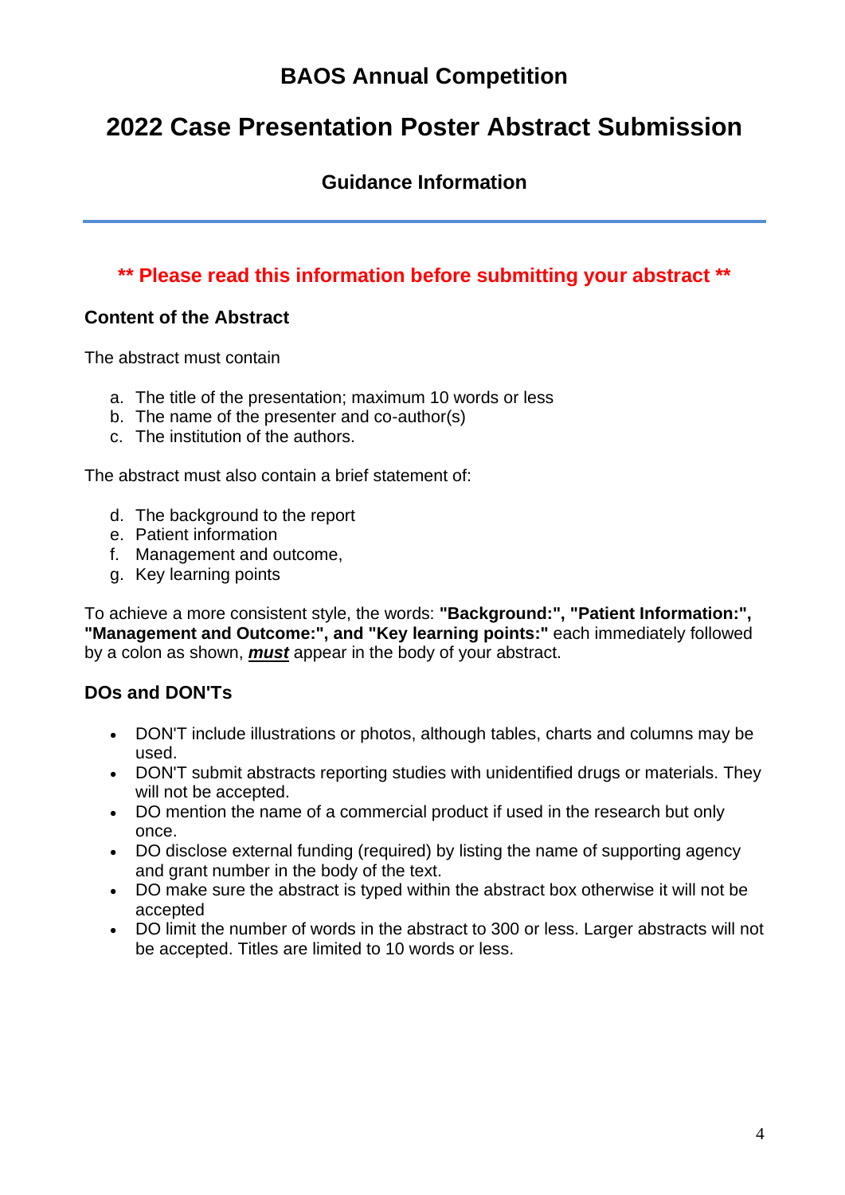# BAOS Annual Competition

# 2022 Case Presentation Poster Abstract Submission

## Guidance Information

---

**\*\* Please read this information before submitting your abstract \*\***

### Content of the Abstract

The abstract must contain

a. The title of the presentation; maximum 10 words or less
b. The name of the presenter and co-author(s)
c. The institution of the authors.

The abstract must also contain a brief statement of:

d. The background to the report
e. Patient information
f. Management and outcome,
g. Key learning points

To achieve a more consistent style, the words: **"Background:", "Patient Information:", "Management and Outcome:", and "Key learning points:"** each immediately followed by a colon as shown, ***must*** appear in the body of your abstract.

### DOs and DON'Ts

- DON'T include illustrations or photos, although tables, charts and columns may be used.
- DON'T submit abstracts reporting studies with unidentified drugs or materials. They will not be accepted.
- DO mention the name of a commercial product if used in the research but only once.
- DO disclose external funding (required) by listing the name of supporting agency and grant number in the body of the text.
- DO make sure the abstract is typed within the abstract box otherwise it will not be accepted
- DO limit the number of words in the abstract to 300 or less. Larger abstracts will not be accepted. Titles are limited to 10 words or less.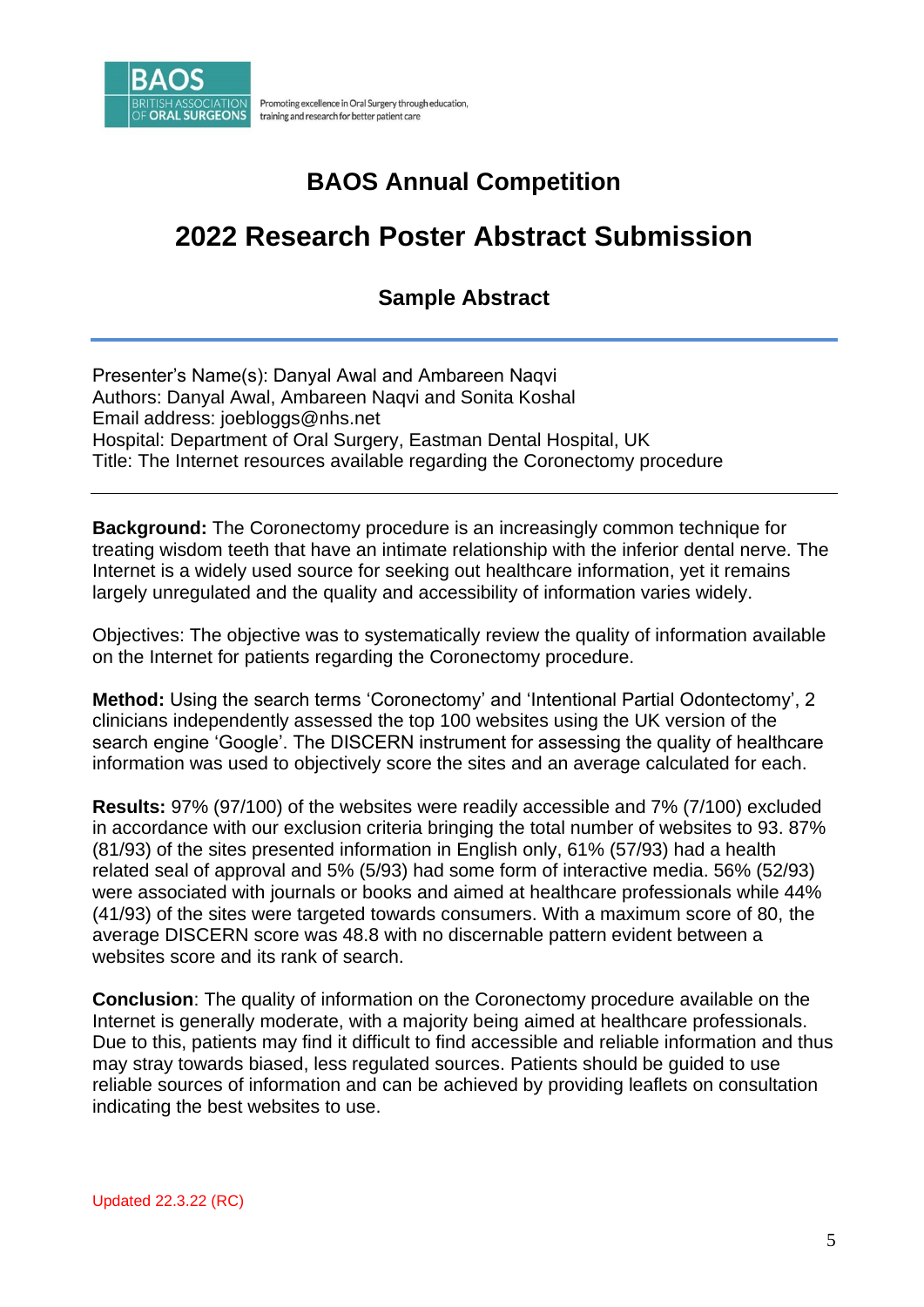BAOS
BRITISH ASSOCIATION OF ORAL SURGEONS

Promoting excellence in Oral Surgery through education, training and research for better patient care

# BAOS Annual Competition

# 2022 Research Poster Abstract Submission

## Sample Abstract

---

Presenter's Name(s): Danyal Awal and Ambareen Naqvi
Authors: Danyal Awal, Ambareen Naqvi and Sonita Koshal
Email address: joebloggs@nhs.net
Hospital: Department of Oral Surgery, Eastman Dental Hospital, UK
Title: The Internet resources available regarding the Coronectomy procedure

---

**Background:** The Coronectomy procedure is an increasingly common technique for treating wisdom teeth that have an intimate relationship with the inferior dental nerve. The Internet is a widely used source for seeking out healthcare information, yet it remains largely unregulated and the quality and accessibility of information varies widely.

Objectives: The objective was to systematically review the quality of information available on the Internet for patients regarding the Coronectomy procedure.

**Method:** Using the search terms 'Coronectomy' and 'Intentional Partial Odontectomy', 2 clinicians independently assessed the top 100 websites using the UK version of the search engine 'Google'. The DISCERN instrument for assessing the quality of healthcare information was used to objectively score the sites and an average calculated for each.

**Results:** 97% (97/100) of the websites were readily accessible and 7% (7/100) excluded in accordance with our exclusion criteria bringing the total number of websites to 93. 87% (81/93) of the sites presented information in English only, 61% (57/93) had a health related seal of approval and 5% (5/93) had some form of interactive media. 56% (52/93) were associated with journals or books and aimed at healthcare professionals while 44% (41/93) of the sites were targeted towards consumers. With a maximum score of 80, the average DISCERN score was 48.8 with no discernable pattern evident between a websites score and its rank of search.

**Conclusion**: The quality of information on the Coronectomy procedure available on the Internet is generally moderate, with a majority being aimed at healthcare professionals. Due to this, patients may find it difficult to find accessible and reliable information and thus may stray towards biased, less regulated sources. Patients should be guided to use reliable sources of information and can be achieved by providing leaflets on consultation indicating the best websites to use.

Updated 22.3.22 (RC)